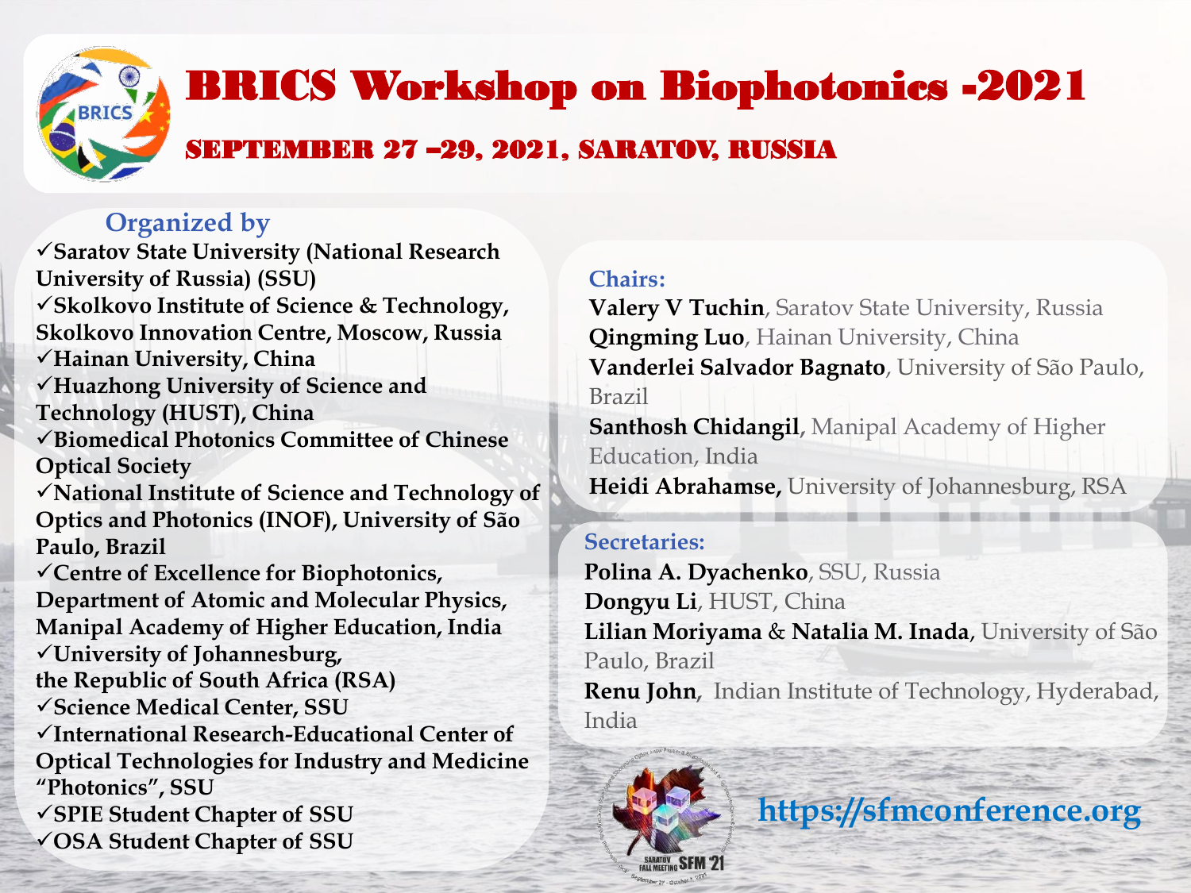# BRICS Workshop on Biophotonics -2021

## SEPTEMBER 27 –29, 2021, SARATOV, RUSSIA

### Organized by

- ✓Saratov State University (National Research University of Russia) (SSU)
- ✓Skolkovo Institute of Science & Technology, Skolkovo Innovation Centre, Moscow, Russia
- ✓Hainan University, China
- ✓Huazhong University of Science and Technology (HUST), China
- ✓Biomedical Photonics Committee of Chinese Optical Society
- ✓National Institute of Science and Technology of Optics and Photonics (INOF), University of São Paulo, Brazil
- ✓Centre of Excellence for Biophotonics, Department of Atomic and Molecular Physics, Manipal Academy of Higher Education, India
- ✓University of Johannesburg, the Republic of South Africa (RSA)
- ✓Science Medical Center, SSU
- ✓International Research-Educational Center of Optical Technologies for Industry and Medicine “Photonics”, SSU
- ✓SPIE Student Chapter of SSU
- ✓OSA Student Chapter of SSU

### Chairs:

**Valery V Tuchin**, Saratov State University, Russia
**Qingming Luo**, Hainan University, China
**Vanderlei Salvador Bagnato**, University of São Paulo, Brazil
**Santhosh Chidangil**, Manipal Academy of Higher Education, India
**Heidi Abrahamse**, University of Johannesburg, RSA

### Secretaries:

**Polina A. Dyachenko**, SSU, Russia
**Dongyu Li**, HUST, China
**Lilian Moriyama** & **Natalia M. Inada**, University of São Paulo, Brazil
**Renu John**, Indian Institute of Technology, Hyderabad, India

SARATOV FALL MEETING SFM '21

https://sfmconference.org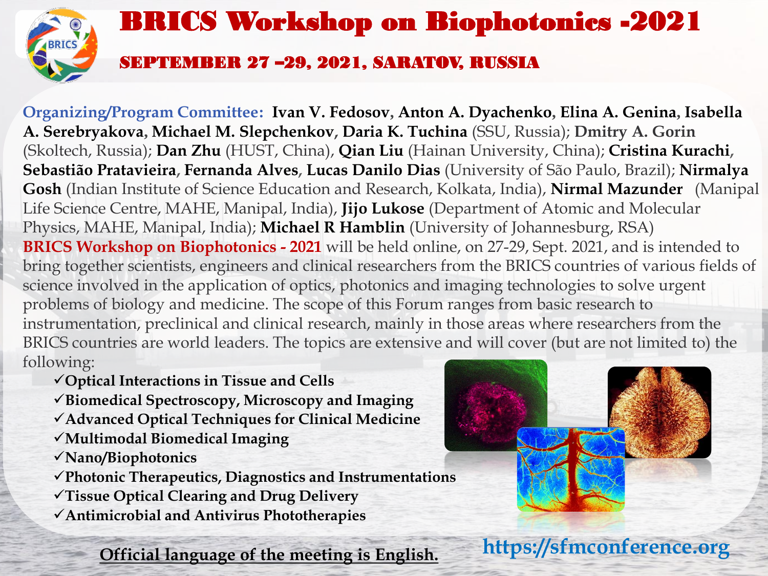# BRICS Workshop on Biophotonics -2021

## SEPTEMBER 27 –29, 2021, SARATOV, RUSSIA

**Organizing/Program Committee:** **Ivan V. Fedosov, Anton A. Dyachenko, Elina A. Genina, Isabella A. Serebryakova, Michael M. Slepchenkov, Daria K. Tuchina** (SSU, Russia); **Dmitry A. Gorin** (Skoltech, Russia); **Dan Zhu** (HUST, China), **Qian Liu** (Hainan University, China); **Cristina Kurachi, Sebastião Pratavieira, Fernanda Alves, Lucas Danilo Dias** (University of São Paulo, Brazil); **Nirmalya Gosh** (Indian Institute of Science Education and Research, Kolkata, India), **Nirmal Mazunder** (Manipal Life Science Centre, MAHE, Manipal, India), **Jijo Lukose** (Department of Atomic and Molecular Physics, MAHE, Manipal, India); **Michael R Hamblin** (University of Johannesburg, RSA)

**BRICS Workshop on Biophotonics - 2021** will be held online, on 27-29, Sept. 2021, and is intended to bring together scientists, engineers and clinical researchers from the BRICS countries of various fields of science involved in the application of optics, photonics and imaging technologies to solve urgent problems of biology and medicine. The scope of this Forum ranges from basic research to instrumentation, preclinical and clinical research, mainly in those areas where researchers from the BRICS countries are world leaders. The topics are extensive and will cover (but are not limited to) the following:

- ✓**Optical Interactions in Tissue and Cells**
- ✓**Biomedical Spectroscopy, Microscopy and Imaging**
- ✓**Advanced Optical Techniques for Clinical Medicine**
- ✓**Multimodal Biomedical Imaging**
- ✓**Nano/Biophotonics**
- ✓**Photonic Therapeutics, Diagnostics and Instrumentations**
- ✓**Tissue Optical Clearing and Drug Delivery**
- ✓**Antimicrobial and Antivirus Phototherapies**

**Official language of the meeting is English.**

**https://sfmconference.org**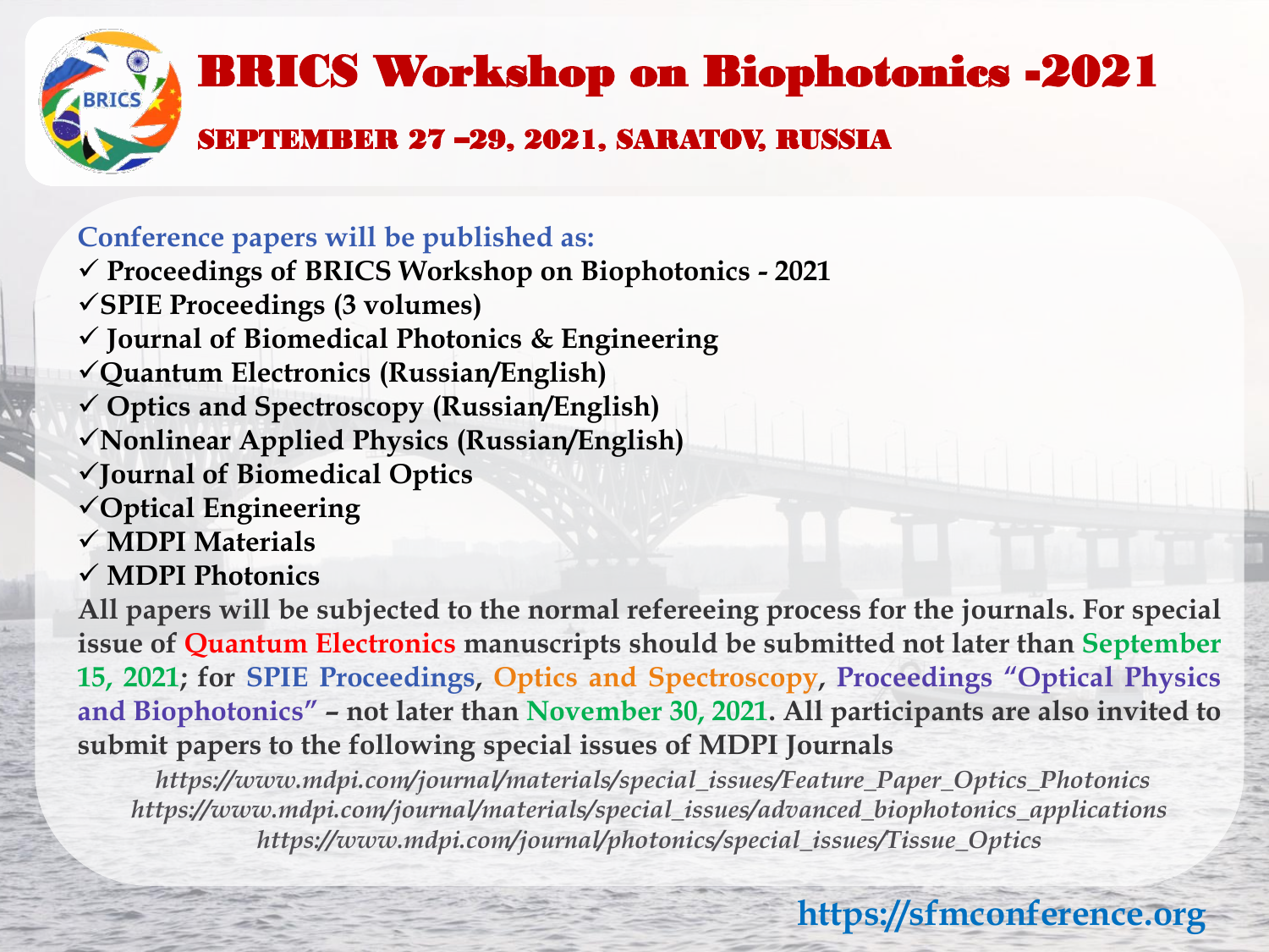# BRICS Workshop on Biophotonics -2021

## SEPTEMBER 27 –29, 2021, SARATOV, RUSSIA

**Conference papers will be published as:**

- ✓ **Proceedings of BRICS Workshop on Biophotonics - 2021**
- ✓ **SPIE Proceedings (3 volumes)**
- ✓ **Journal of Biomedical Photonics & Engineering**
- ✓ **Quantum Electronics (Russian/English)**
- ✓ **Optics and Spectroscopy (Russian/English)**
- ✓ **Nonlinear Applied Physics (Russian/English)**
- ✓ **Journal of Biomedical Optics**
- ✓ **Optical Engineering**
- ✓ **MDPI Materials**
- ✓ **MDPI Photonics**

**All papers will be subjected to the normal refereeing process for the journals. For special issue of Quantum Electronics manuscripts should be submitted not later than September 15, 2021; for SPIE Proceedings, Optics and Spectroscopy, Proceedings "Optical Physics and Biophotonics" – not later than November 30, 2021. All participants are also invited to submit papers to the following special issues of MDPI Journals**

*https://www.mdpi.com/journal/materials/special_issues/Feature_Paper_Optics_Photonics*
*https://www.mdpi.com/journal/materials/special_issues/advanced_biophotonics_applications*
*https://www.mdpi.com/journal/photonics/special_issues/Tissue_Optics*

**https://sfmconference.org**